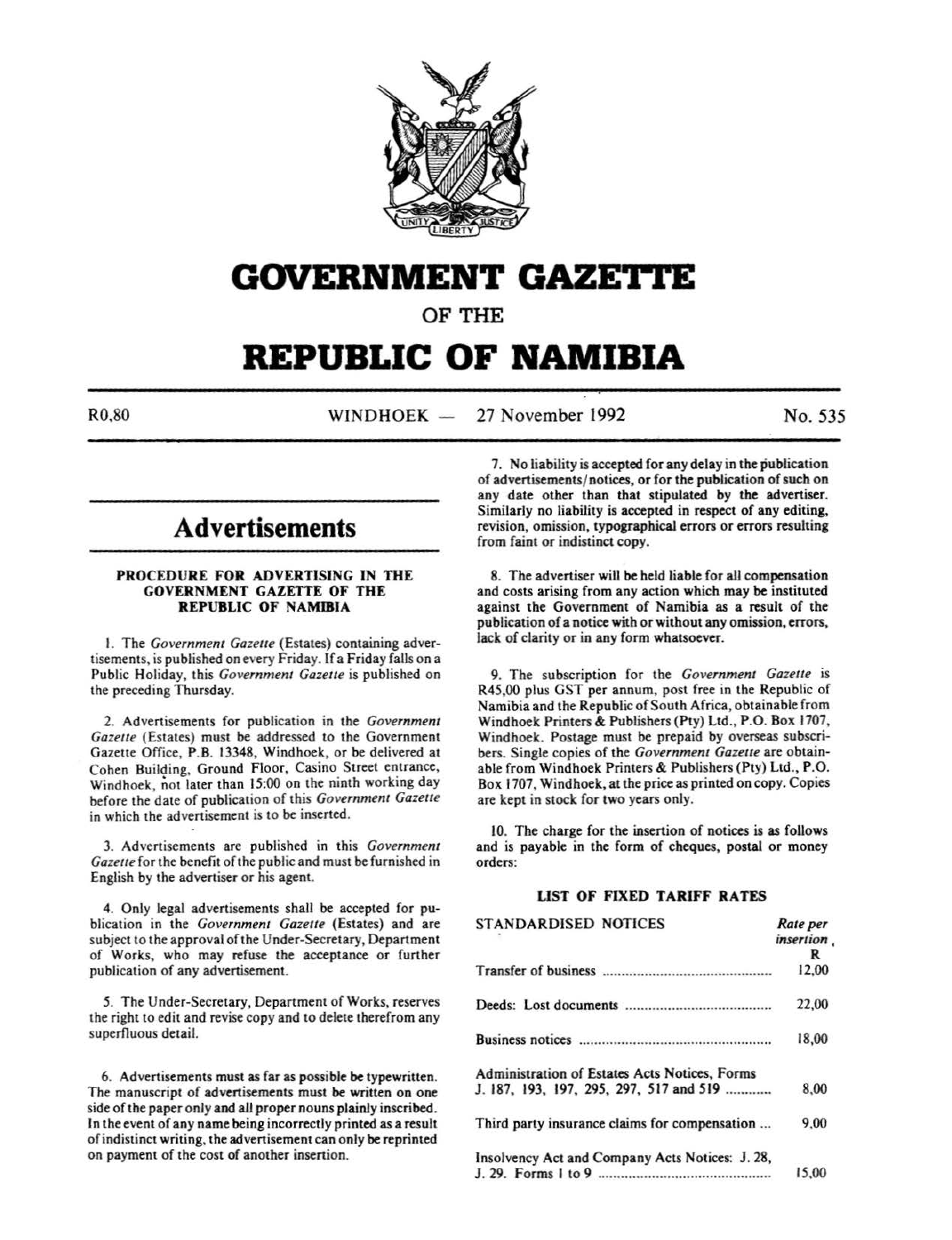# GOVERNMENT GAZETTE

OF THE

# REPUBLIC OF NAMIBIA

R0,80 WINDHOEK — 27 November 1992 No. 535

## Advertisements

### PROCEDURE FOR ADVERTISING IN THE GOVERNMENT GAZETTE OF THE REPUBLIC OF NAMIBIA

1. The *Government Gazette* (Estates) containing advertisements, is published on every Friday. If a Friday falls on a Public Holiday, this *Government Gazette* is published on the preceding Thursday.

2. Advertisements for publication in the *Government Gazette* (Estates) must be addressed to the Government Gazette Office, P.B. 13348, Windhoek, or be delivered at Cohen Building, Ground Floor, Casino Street entrance, Windhoek, not later than 15:00 on the ninth working day before the date of publication of this *Government Gazette* in which the advertisement is to be inserted.

3. Advertisements are published in this *Government Gazette* for the benefit of the public and must be furnished in English by the advertiser or his agent.

4. Only legal advertisements shall be accepted for publication in the *Government Gazette* (Estates) and are subject to the approval of the Under-Secretary, Department of Works, who may refuse the acceptance or further publication of any advertisement.

5. The Under-Secretary, Department of Works, reserves the right to edit and revise copy and to delete therefrom any superfluous detail.

6. Advertisements must as far as possible be typewritten. The manuscript of advertisements must be written on one side of the paper only and all proper nouns plainly inscribed. In the event of any name being incorrectly printed as a result of indistinct writing, the advertisement can only be reprinted on payment of the cost of another insertion.

7. No liability is accepted for any delay in the publication of advertisements/notices, or for the publication of such on any date other than that stipulated by the advertiser. Similarly no liability is accepted in respect of any editing, revision, omission, typographical errors or errors resulting from faint or indistinct copy.

8. The advertiser will be held liable for all compensation and costs arising from any action which may be instituted against the Government of Namibia as a result of the publication of a notice with or without any omission, errors, lack of clarity or in any form whatsoever.

9. The subscription for the *Government Gazette* is R45,00 plus GST per annum, post free in the Republic of Namibia and the Republic of South Africa, obtainable from Windhoek Printers & Publishers (Pty) Ltd., P.O. Box 1707, Windhoek. Postage must be prepaid by overseas subscribers. Single copies of the *Government Gazette* are obtainable from Windhoek Printers & Publishers (Pty) Ltd., P.O. Box 1707, Windhoek, at the price as printed on copy. Copies are kept in stock for two years only.

10. The charge for the insertion of notices is as follows and is payable in the form of cheques, postal or money orders:

### LIST OF FIXED TARIFF RATES

| STANDARDISED NOTICES | *Rate per insertion* R |
|---|---|
| Transfer of business | 12,00 |
| Deeds: Lost documents | 22,00 |
| Business notices | 18,00 |
| Administration of Estates Acts Notices, Forms J. 187, 193, 197, 295, 297, 517 and 519 | 8,00 |
| Third party insurance claims for compensation | 9,00 |
| Insolvency Act and Company Acts Notices: J. 28, J. 29. Forms 1 to 9 | 15,00 |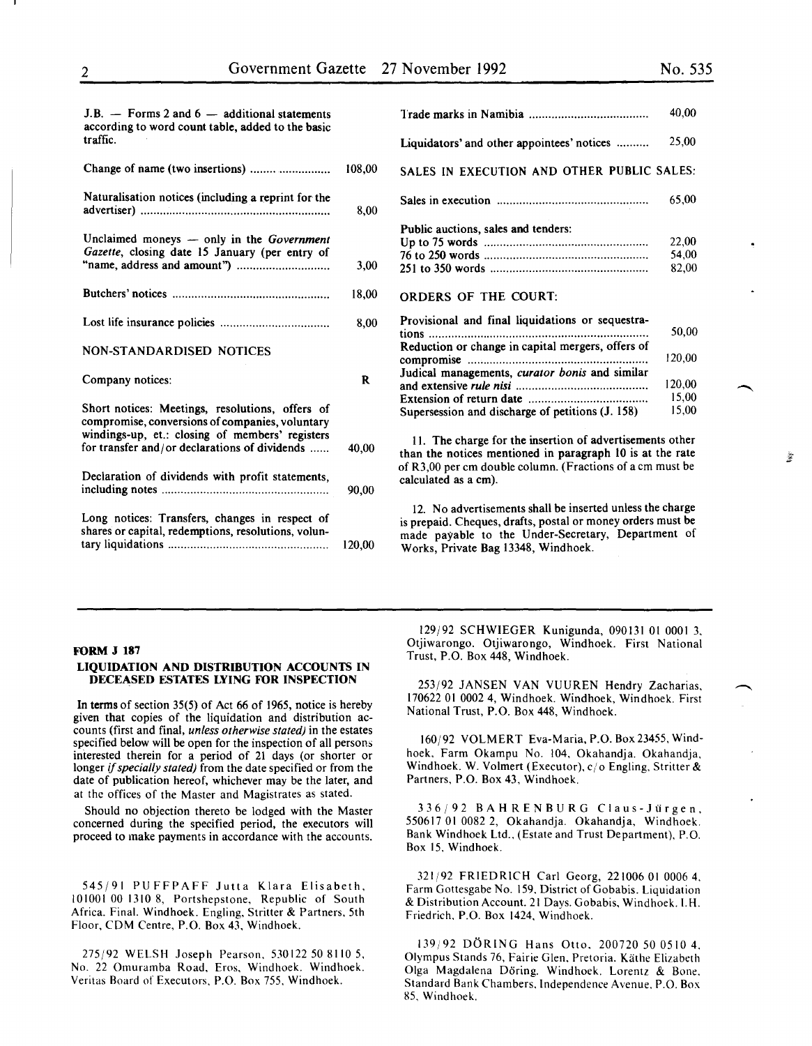J.B. — Forms 2 and 6 — additional statements according to word count table, added to the basic traffic.

| | |
|---|---|
| Change of name (two insertions) | 108,00 |
| Naturalisation notices (including a reprint for the advertiser) | 8,00 |
| Unclaimed moneys — only in the *Government Gazette*, closing date 15 January (per entry of "name, address and amount") | 3,00 |
| Butchers' notices | 18,00 |
| Lost life insurance policies | 8,00 |

NON-STANDARDISED NOTICES

| | |
|---|---|
| Company notices: | R |
| Short notices: Meetings, resolutions, offers of compromise, conversions of companies, voluntary windings-up, et.: closing of members' registers for transfer and/or declarations of dividends | 40,00 |
| Declaration of dividends with profit statements, including notes | 90,00 |
| Long notices: Transfers, changes in respect of shares or capital, redemptions, resolutions, voluntary liquidations | 120,00 |
| Trade marks in Namibia | 40,00 |
| Liquidators' and other appointees' notices | 25,00 |

SALES IN EXECUTION AND OTHER PUBLIC SALES:

| | |
|---|---|
| Sales in execution | 65,00 |
| Public auctions, sales and tenders: | |
| Up to 75 words | 22,00 |
| 76 to 250 words | 54,00 |
| 251 to 350 words | 82,00 |

ORDERS OF THE COURT:

| | |
|---|---|
| Provisional and final liquidations or sequestrations | 50,00 |
| Reduction or change in capital mergers, offers of compromise | 120,00 |
| Judical managements, *curator bonis* and similar and extensive *rule nisi* | 120,00 |
| Extension of return date | 15,00 |
| Supersession and discharge of petitions (J. 158) | 15,00 |

11. The charge for the insertion of advertisements other than the notices mentioned in paragraph 10 is at the rate of R3,00 per cm double column. (Fractions of a cm must be calculated as a cm).

12. No advertisements shall be inserted unless the charge is prepaid. Cheques, drafts, postal or money orders must be made payable to the Under-Secretary, Department of Works, Private Bag 13348, Windhoek.

---

**FORM J 187**

**LIQUIDATION AND DISTRIBUTION ACCOUNTS IN DECEASED ESTATES LYING FOR INSPECTION**

In terms of section 35(5) of Act 66 of 1965, notice is hereby given that copies of the liquidation and distribution accounts (first and final, *unless otherwise stated)* in the estates specified below will be open for the inspection of all persons interested therein for a period of 21 days (or shorter or longer *if specially stated)* from the date specified or from the date of publication hereof, whichever may be the later, and at the offices of the Master and Magistrates as stated.

Should no objection thereto be lodged with the Master concerned during the specified period, the executors will proceed to make payments in accordance with the accounts.

545/91 PUFFPAFF Jutta Klara Elisabeth, 101001 00 1310 8, Portshepstone, Republic of South Africa. Final. Windhoek. Engling, Stritter & Partners, 5th Floor, CDM Centre, P.O. Box 43, Windhoek.

275/92 WELSH Joseph Pearson, 530122 50 8110 5, No. 22 Omuramba Road, Eros, Windhoek. Windhoek. Veritas Board of Executors, P.O. Box 755, Windhoek.

129/92 SCHWIEGER Kunigunda, 090131 01 0001 3, Otjiwarongo. Otjiwarongo, Windhoek. First National Trust, P.O. Box 448, Windhoek.

253/92 JANSEN VAN VUUREN Hendry Zacharias, 170622 01 0002 4, Windhoek. Windhoek, Windhoek. First National Trust, P.O. Box 448, Windhoek.

160/92 VOLMERT Eva-Maria, P.O. Box 23455, Windhoek, Farm Okampu No. 104, Okahandja. Okahandja, Windhoek. W. Volmert (Executor), c/o Engling, Stritter & Partners, P.O. Box 43, Windhoek.

336/92 BAHRENBURG Claus-Jürgen, 550617 01 0082 2, Okahandja. Okahandja, Windhoek. Bank Windhoek Ltd., (Estate and Trust Department), P.O. Box 15, Windhoek.

321/92 FRIEDRICH Carl Georg, 221006 01 0006 4, Farm Gottesgabe No. 159, District of Gobabis. Liquidation & Distribution Account. 21 Days. Gobabis, Windhoek. I.H. Friedrich, P.O. Box 1424, Windhoek.

139/92 DÖRING Hans Otto, 200720 50 0510 4, Olympus Stands 76, Fairie Glen, Pretoria. Käthe Elizabeth Olga Magdalena Döring. Windhoek. Lorentz & Bone, Standard Bank Chambers, Independence Avenue, P.O. Box 85, Windhoek.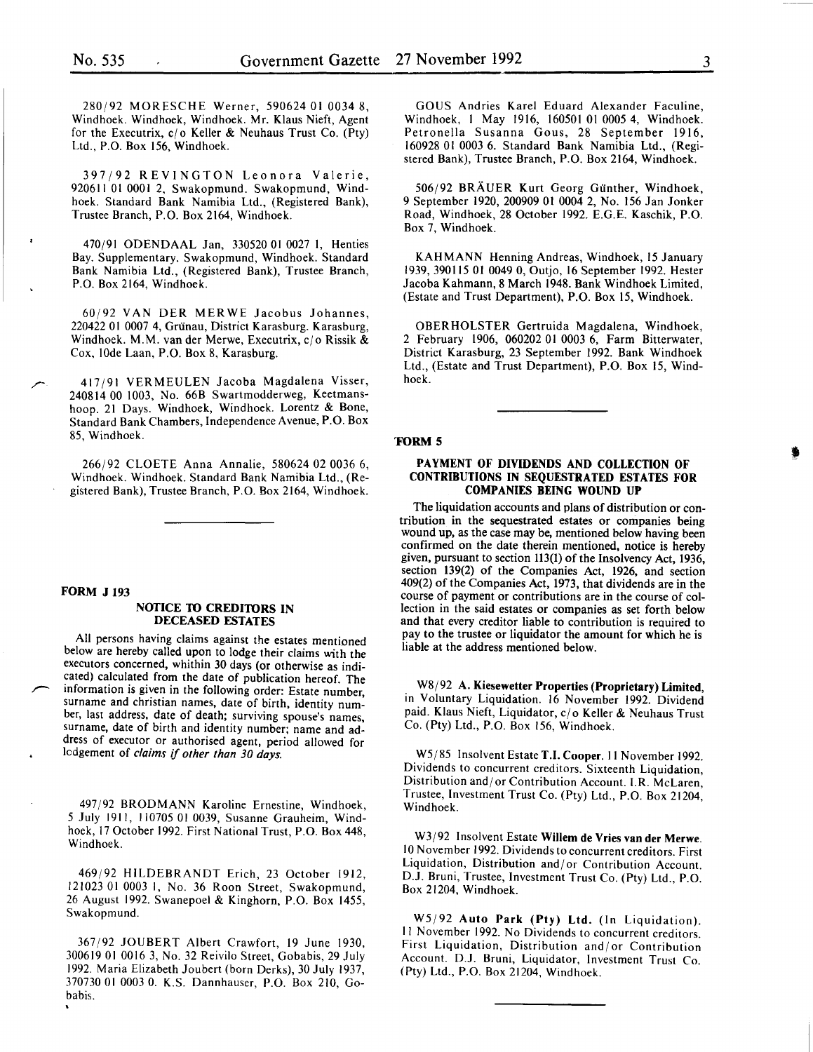280/92 MORESCHE Werner, 590624 01 0034 8, Windhoek. Windhoek, Windhoek. Mr. Klaus Nieft, Agent for the Executrix, c/o Keller & Neuhaus Trust Co. (Pty) Ltd., P.O. Box 156, Windhoek.

397/92 REVINGTON Leonora Valerie, 920611 01 0001 2, Swakopmund. Swakopmund, Windhoek. Standard Bank Namibia Ltd., (Registered Bank), Trustee Branch, P.O. Box 2164, Windhoek.

470/91 ODENDAAL Jan, 330520 01 0027 1, Henties Bay. Supplementary. Swakopmund, Windhoek. Standard Bank Namibia Ltd., (Registered Bank), Trustee Branch, P.O. Box 2164, Windhoek.

60/92 VAN DER MERWE Jacobus Johannes, 220422 01 0007 4, Grünau, District Karasburg. Karasburg, Windhoek. M.M. van der Merwe, Executrix, c/o Rissik & Cox, 10de Laan, P.O. Box 8, Karasburg.

417/91 VERMEULEN Jacoba Magdalena Visser, 240814 00 1003, No. 66B Swartmodderweg, Keetmanshoop. 21 Days. Windhoek, Windhoek. Lorentz & Bone, Standard Bank Chambers, Independence Avenue, P.O. Box 85, Windhoek.

266/92 CLOETE Anna Annalie, 580624 02 0036 6, Windhoek. Windhoek. Standard Bank Namibia Ltd., (Registered Bank), Trustee Branch, P.O. Box 2164, Windhoek.

---

**FORM J 193**

## NOTICE TO CREDITORS IN DECEASED ESTATES

All persons having claims against the estates mentioned below are hereby called upon to lodge their claims with the executors concerned, whithin 30 days (or otherwise as indicated) calculated from the date of publication hereof. The information is given in the following order: Estate number, surname and christian names, date of birth, identity number, last address, date of death; surviving spouse's names, surname, date of birth and identity number; name and address of executor or authorised agent, period allowed for lodgement of *claims if other than 30 days.*

497/92 BRODMANN Karoline Ernestine, Windhoek, 5 July 1911, 110705 01 0039, Susanne Grauheim, Windhoek, 17 October 1992. First National Trust, P.O. Box 448, Windhoek.

469/92 HILDEBRANDT Erich, 23 October 1912, 121023 01 0003 1, No. 36 Roon Street, Swakopmund, 26 August 1992. Swanepoel & Kinghorn, P.O. Box 1455, Swakopmund.

367/92 JOUBERT Albert Crawfort, 19 June 1930, 300619 01 0016 3, No. 32 Reivilo Street, Gobabis, 29 July 1992. Maria Elizabeth Joubert (born Derks), 30 July 1937, 370730 01 0003 0. K.S. Dannhauser, P.O. Box 210, Gobabis.

GOUS Andries Karel Eduard Alexander Faculine, Windhoek, 1 May 1916, 160501 01 0005 4, Windhoek. Petronella Susanna Gous, 28 September 1916, 160928 01 0003 6. Standard Bank Namibia Ltd., (Registered Bank), Trustee Branch, P.O. Box 2164, Windhoek.

506/92 BRÄUER Kurt Georg Günther, Windhoek, 9 September 1920, 200909 01 0004 2, No. 156 Jan Jonker Road, Windhoek, 28 October 1992. E.G.E. Kaschik, P.O. Box 7, Windhoek.

KAHMANN Henning Andreas, Windhoek, 15 January 1939, 390115 01 0049 0, Outjo, 16 September 1992. Hester Jacoba Kahmann, 8 March 1948. Bank Windhoek Limited, (Estate and Trust Department), P.O. Box 15, Windhoek.

OBERHOLSTER Gertruida Magdalena, Windhoek, 2 February 1906, 060202 01 0003 6, Farm Bitterwater, District Karasburg, 23 September 1992. Bank Windhoek Ltd., (Estate and Trust Department), P.O. Box 15, Windhoek.

---

**FORM 5**

## PAYMENT OF DIVIDENDS AND COLLECTION OF CONTRIBUTIONS IN SEQUESTRATED ESTATES FOR COMPANIES BEING WOUND UP

The liquidation accounts and plans of distribution or contribution in the sequestrated estates or companies being wound up, as the case may be, mentioned below having been confirmed on the date therein mentioned, notice is hereby given, pursuant to section 113(1) of the Insolvency Act, 1936, section 139(2) of the Companies Act, 1926, and section 409(2) of the Companies Act, 1973, that dividends are in the course of payment or contributions are in the course of collection in the said estates or companies as set forth below and that every creditor liable to contribution is required to pay to the trustee or liquidator the amount for which he is liable at the address mentioned below.

W8/92 **A. Kiesewetter Properties (Proprietary) Limited**, in Voluntary Liquidation. 16 November 1992. Dividend paid. Klaus Nieft, Liquidator, c/o Keller & Neuhaus Trust Co. (Pty) Ltd., P.O. Box 156, Windhoek.

W5/85 Insolvent Estate **T.I. Cooper**. 11 November 1992. Dividends to concurrent creditors. Sixteenth Liquidation, Distribution and/or Contribution Account. I.R. McLaren, Trustee, Investment Trust Co. (Pty) Ltd., P.O. Box 21204, Windhoek.

W3/92 Insolvent Estate **Willem de Vries van der Merwe**. 10 November 1992. Dividends to concurrent creditors. First Liquidation, Distribution and/or Contribution Account. D.J. Bruni, Trustee, Investment Trust Co. (Pty) Ltd., P.O. Box 21204, Windhoek.

W5/92 **Auto Park (Pty) Ltd.** (In Liquidation). 11 November 1992. No Dividends to concurrent creditors. First Liquidation, Distribution and/or Contribution Account. D.J. Bruni, Liquidator, Investment Trust Co. (Pty) Ltd., P.O. Box 21204, Windhoek.

---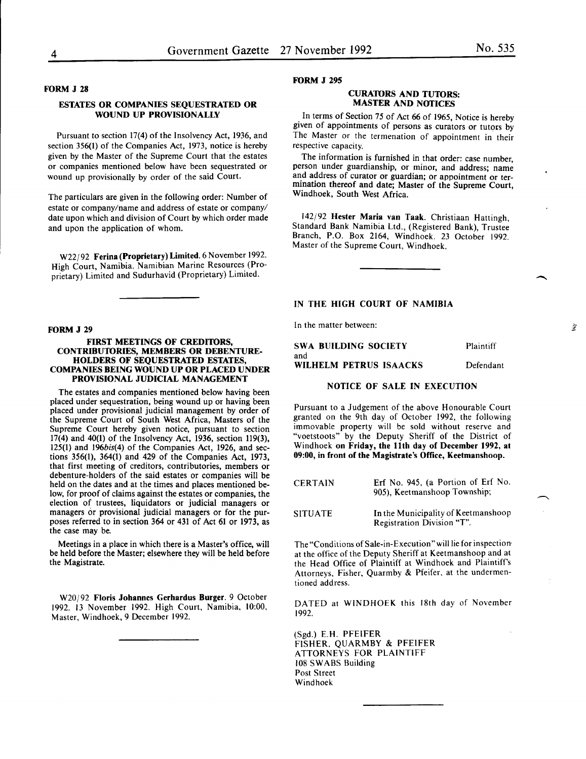## FORM J 28

### ESTATES OR COMPANIES SEQUESTRATED OR WOUND UP PROVISIONALLY

Pursuant to section 17(4) of the Insolvency Act, 1936, and section 356(1) of the Companies Act, 1973, notice is hereby given by the Master of the Supreme Court that the estates or companies mentioned below have been sequestrated or wound up provisionally by order of the said Court.

The particulars are given in the following order: Number of estate or company/name and address of estate or company/ date upon which and division of Court by which order made and upon the application of whom.

W22/92 **Ferina (Proprietary) Limited.** 6 November 1992. High Court, Namibia. Namibian Marine Resources (Proprietary) Limited and Sudurhavid (Proprietary) Limited.

## FORM J 29

### FIRST MEETINGS OF CREDITORS, CONTRIBUTORIES, MEMBERS OR DEBENTURE-HOLDERS OF SEQUESTRATED ESTATES, COMPANIES BEING WOUND UP OR PLACED UNDER PROVISIONAL JUDICIAL MANAGEMENT

The estates and companies mentioned below having been placed under sequestration, being wound up or having been placed under provisional judicial management by order of the Supreme Court of South West Africa, Masters of the Supreme Court hereby given notice, pursuant to section 17(4) and 40(1) of the Insolvency Act, 1936, section 119(3), 125(1) and 196*bis*(4) of the Companies Act, 1926, and sections 356(1), 364(1) and 429 of the Companies Act, 1973, that first meeting of creditors, contributories, members or debenture-holders of the said estates or companies will be held on the dates and at the times and places mentioned below, for proof of claims against the estates or companies, the election of trustees, liquidators or judicial managers or managers or provisional judicial managers or for the purposes referred to in section 364 or 431 of Act 61 or 1973, as the case may be.

Meetings in a place in which there is a Master's office, will be held before the Master; elsewhere they will be held before the Magistrate.

W20/92 **Floris Johannes Gerhardus Burger.** 9 October 1992. 13 November 1992. High Court, Namibia, 10:00, Master, Windhoek, 9 December 1992.

## FORM J 295

### CURATORS AND TUTORS: MASTER AND NOTICES

In terms of Section 75 of Act 66 of 1965, Notice is hereby given of appointments of persons as curators or tutors by The Master or the termenation of appointment in their respective capacity.

The information is furnished in that order: case number, person under guardianship, or minor, and address; name and address of curator or guardian; or appointment or termination thereof and date; Master of the Supreme Court, Windhoek, South West Africa.

142/92 **Hester Maria van Taak.** Christiaan Hattingh, Standard Bank Namibia Ltd., (Registered Bank), Trustee Branch, P.O. Box 2164, Windhoek. 23 October 1992. Master of the Supreme Court, Windhoek.

### IN THE HIGH COURT OF NAMIBIA

In the matter between:

**SWA BUILDING SOCIETY** — Plaintiff

and

**WILHELM PETRUS ISAACKS** — Defendant

### NOTICE OF SALE IN EXECUTION

Pursuant to a Judgement of the above Honourable Court granted on the 9th day of October 1992, the following immovable property will be sold without reserve and "voetstoots" by the Deputy Sheriff of the District of Windhoek **on Friday, the 11th day of December 1992, at 09:00, in front of the Magistrate's Office, Keetmanshoop.**

| | |
|---|---|
| CERTAIN | Erf No. 945, (a Portion of Erf No. 905), Keetmanshoop Township; |
| SITUATE | In the Municipality of Keetmanshoop Registration Division "T". |

The "Conditions of Sale-in-Execution" will lie for inspection at the office of the Deputy Sheriff at Keetmanshoop and at the Head Office of Plaintiff at Windhoek and Plaintiff's Attorneys, Fisher, Quarmby & Pfeifer, at the undermentioned address.

DATED at WINDHOEK this 18th day of November 1992.

(Sgd.) E.H. PFEIFER
FISHER, QUARMBY & PFEIFER
ATTORNEYS FOR PLAINTIFF
108 SWABS Building
Post Street
Windhoek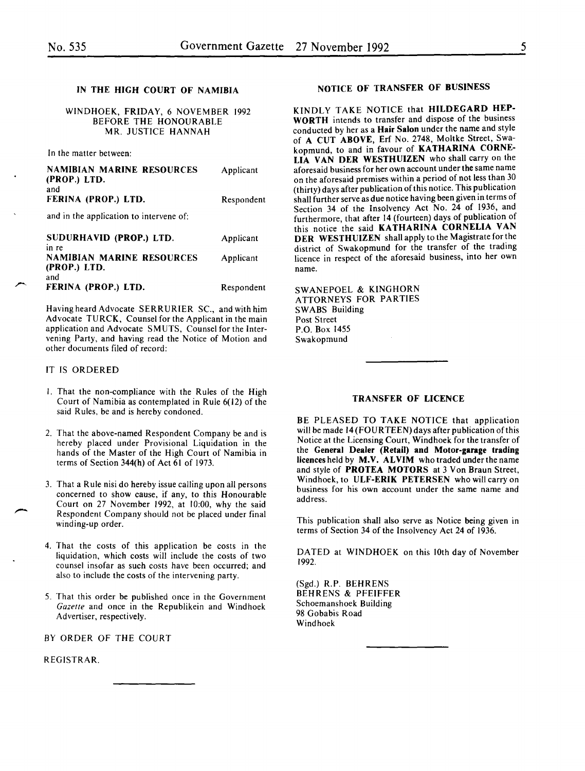## IN THE HIGH COURT OF NAMIBIA

WINDHOEK, FRIDAY, 6 NOVEMBER 1992
BEFORE THE HONOURABLE
MR. JUSTICE HANNAH

In the matter between:

| | |
|---|---|
| **NAMIBIAN MARINE RESOURCES (PROP.) LTD.** | Applicant |
| and | |
| **FERINA (PROP.) LTD.** | Respondent |

and in the application to intervene of:

| | |
|---|---|
| **SUDURHAVID (PROP.) LTD.** | Applicant |
| in re | |
| **NAMIBIAN MARINE RESOURCES (PROP.) LTD.** | Applicant |
| and | |
| **FERINA (PROP.) LTD.** | Respondent |

Having heard Advocate SERRURIER SC., and with him Advocate TURCK, Counsel for the Applicant in the main application and Advocate SMUTS, Counsel for the Intervening Party, and having read the Notice of Motion and other documents filed of record:

IT IS ORDERED

1. That the non-compliance with the Rules of the High Court of Namibia as contemplated in Rule 6(12) of the said Rules, be and is hereby condoned.
2. That the above-named Respondent Company be and is hereby placed under Provisional Liquidation in the hands of the Master of the High Court of Namibia in terms of Section 344(h) of Act 61 of 1973.
3. That a Rule nisi do hereby issue calling upon all persons concerned to show cause, if any, to this Honourable Court on 27 November 1992, at 10:00, why the said Respondent Company should not be placed under final winding-up order.
4. That the costs of this application be costs in the liquidation, which costs will include the costs of two counsel insofar as such costs have been occurred; and also to include the costs of the intervening party.
5. That this order be published once in the Government *Gazette* and once in the Republikein and Windhoek Advertiser, respectively.

BY ORDER OF THE COURT

REGISTRAR.

---

## NOTICE OF TRANSFER OF BUSINESS

KINDLY TAKE NOTICE that **HILDEGARD HEPWORTH** intends to transfer and dispose of the business conducted by her as a **Hair Salon** under the name and style of **A CUT ABOVE**, Erf No. 2748, Moltke Street, Swakopmund, to and in favour of **KATHARINA CORNELIA VAN DER WESTHUIZEN** who shall carry on the aforesaid business for her own account under the same name on the aforesaid premises within a period of not less than 30 (thirty) days after publication of this notice. This publication shall further serve as due notice having been given in terms of Section 34 of the Insolvency Act No. 24 of 1936, and furthermore, that after 14 (fourteen) days of publication of this notice the said **KATHARINA CORNELIA VAN DER WESTHUIZEN** shall apply to the Magistrate for the district of Swakopmund for the transfer of the trading licence in respect of the aforesaid business, into her own name.

SWANEPOEL & KINGHORN
ATTORNEYS FOR PARTIES
SWABS Building
Post Street
P.O. Box 1455
Swakopmund

---

## TRANSFER OF LICENCE

BE PLEASED TO TAKE NOTICE that application will be made 14 (FOURTEEN) days after publication of this Notice at the Licensing Court, Windhoek for the transfer of the **General Dealer (Retail) and Motor-garage trading licences** held by **M.V. ALVIM** who traded under the name and style of **PROTEA MOTORS** at 3 Von Braun Street, Windhoek, to **ULF-ERIK PETERSEN** who will carry on business for his own account under the same name and address.

This publication shall also serve as Notice being given in terms of Section 34 of the Insolvency Act 24 of 1936.

DATED at WINDHOEK on this 10th day of November 1992.

(Sgd.) R.P. BEHRENS
BEHRENS & PFEIFFER
Schoemanshoek Building
98 Gobabis Road
Windhoek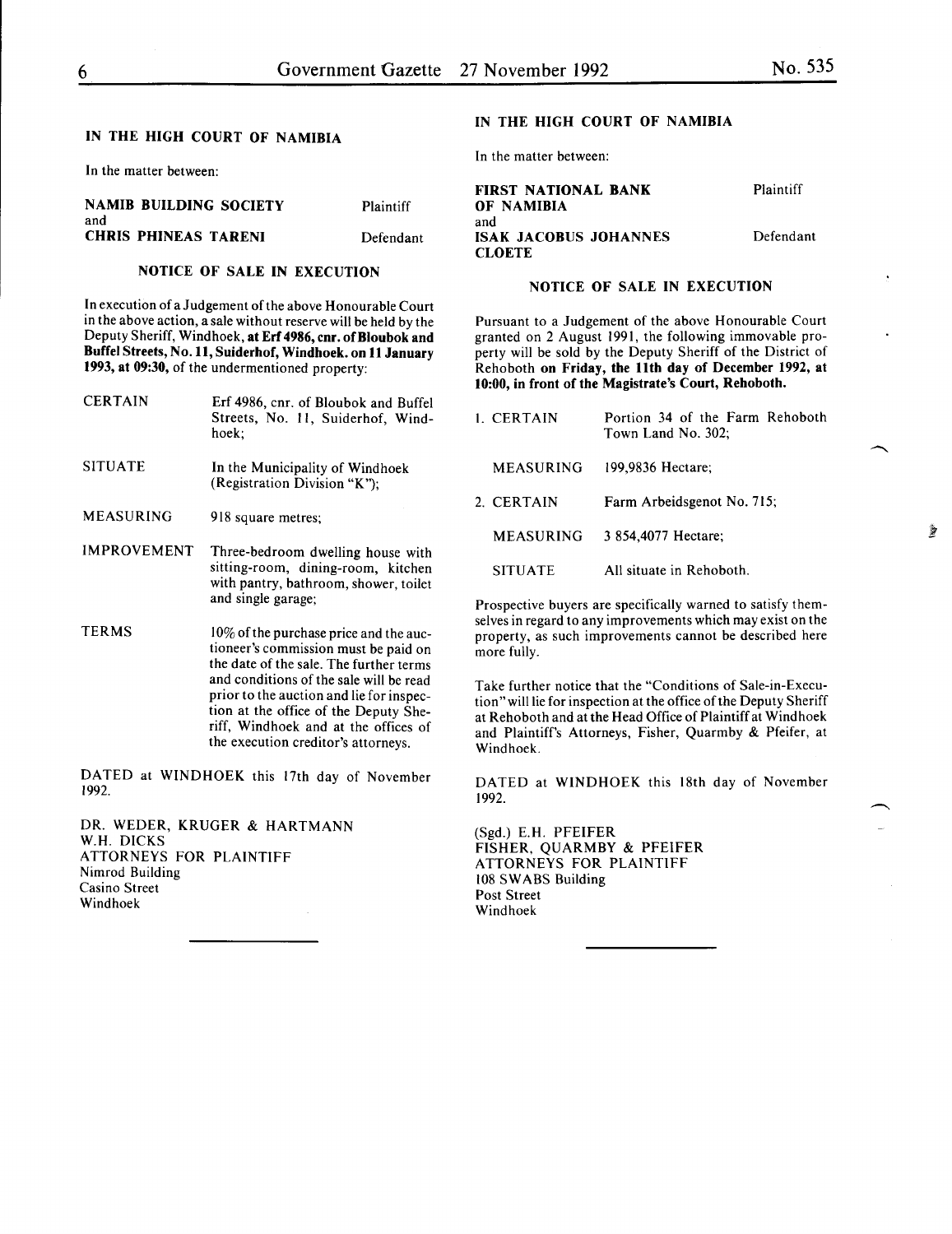## IN THE HIGH COURT OF NAMIBIA

In the matter between:

| | |
|---|---|
| **NAMIB BUILDING SOCIETY** | Plaintiff |
| and | |
| **CHRIS PHINEAS TARENI** | Defendant |

### NOTICE OF SALE IN EXECUTION

In execution of a Judgement of the above Honourable Court in the above action, a sale without reserve will be held by the Deputy Sheriff, Windhoek, **at Erf 4986, cnr. of Bloubok and Buffel Streets, No. 11, Suiderhof, Windhoek. on 11 January 1993, at 09:30,** of the undermentioned property:

| | |
|---|---|
| CERTAIN | Erf 4986, cnr. of Bloubok and Buffel Streets, No. 11, Suiderhof, Windhoek; |
| SITUATE | In the Municipality of Windhoek (Registration Division "K"); |
| MEASURING | 918 square metres; |
| IMPROVEMENT | Three-bedroom dwelling house with sitting-room, dining-room, kitchen with pantry, bathroom, shower, toilet and single garage; |
| TERMS | 10% of the purchase price and the auctioneer's commission must be paid on the date of the sale. The further terms and conditions of the sale will be read prior to the auction and lie for inspection at the office of the Deputy Sheriff, Windhoek and at the offices of the execution creditor's attorneys. |

DATED at WINDHOEK this 17th day of November 1992.

DR. WEDER, KRUGER & HARTMANN
W.H. DICKS
ATTORNEYS FOR PLAINTIFF
Nimrod Building
Casino Street
Windhoek

---

## IN THE HIGH COURT OF NAMIBIA

In the matter between:

| | |
|---|---|
| **FIRST NATIONAL BANK OF NAMIBIA** | Plaintiff |
| and | |
| **ISAK JACOBUS JOHANNES CLOETE** | Defendant |

### NOTICE OF SALE IN EXECUTION

Pursuant to a Judgement of the above Honourable Court granted on 2 August 1991, the following immovable property will be sold by the Deputy Sheriff of the District of Rehoboth **on Friday, the 11th day of December 1992, at 10:00, in front of the Magistrate's Court, Rehoboth.**

| | |
|---|---|
| 1. CERTAIN | Portion 34 of the Farm Rehoboth Town Land No. 302; |
| MEASURING | 199,9836 Hectare; |
| 2. CERTAIN | Farm Arbeidsgenot No. 715; |
| MEASURING | 3 854,4077 Hectare; |
| SITUATE | All situate in Rehoboth. |

Prospective buyers are specifically warned to satisfy themselves in regard to any improvements which may exist on the property, as such improvements cannot be described here more fully.

Take further notice that the "Conditions of Sale-in-Execution" will lie for inspection at the office of the Deputy Sheriff at Rehoboth and at the Head Office of Plaintiff at Windhoek and Plaintiff's Attorneys, Fisher, Quarmby & Pfeifer, at Windhoek.

DATED at WINDHOEK this 18th day of November 1992.

(Sgd.) E.H. PFEIFER
FISHER, QUARMBY & PFEIFER
ATTORNEYS FOR PLAINTIFF
108 SWABS Building
Post Street
Windhoek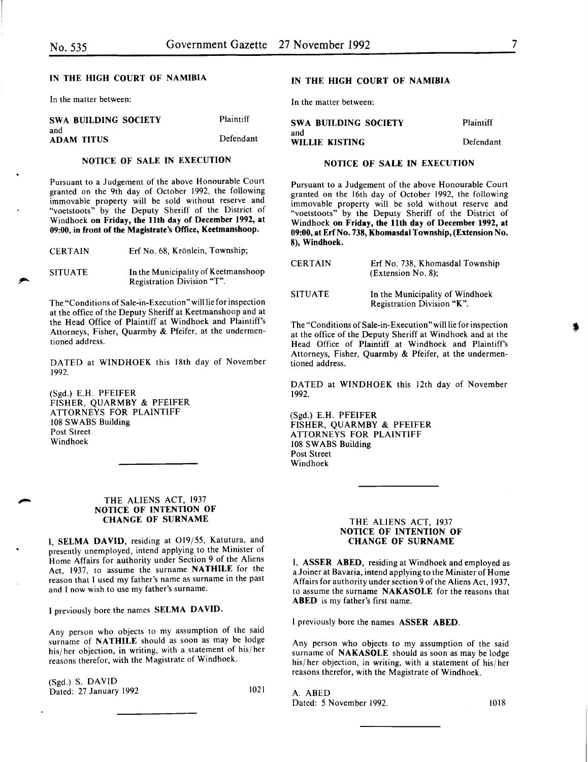## IN THE HIGH COURT OF NAMIBIA

In the matter between:

| | |
|---|---|
| **SWA BUILDING SOCIETY** | Plaintiff |
| and | |
| **ADAM TITUS** | Defendant |

### NOTICE OF SALE IN EXECUTION

Pursuant to a Judgement of the above Honourable Court granted on the 9th day of October 1992, the following immovable property will be sold without reserve and "voetstoots" by the Deputy Sheriff of the District of Windhoek **on Friday, the 11th day of December 1992, at 09:00, in front of the Magistrate's Office, Keetmanshoop.**

| | |
|---|---|
| CERTAIN | Erf No. 68, Krönlein, Township; |
| SITUATE | In the Municipality of Keetmanshoop Registration Division "T". |

The "Conditions of Sale-in-Execution" will lie for inspection at the office of the Deputy Sheriff at Keetmanshoop and at the Head Office of Plaintiff at Windhoek and Plaintiff's Attorneys, Fisher, Quarmby & Pfeifer, at the undermentioned address.

DATED at WINDHOEK this 18th day of November 1992.

(Sgd.) E.H. PFEIFER
FISHER, QUARMBY & PFEIFER
ATTORNEYS FOR PLAINTIFF
108 SWABS Building
Post Street
Windhoek

---

## THE ALIENS ACT, 1937
### NOTICE OF INTENTION OF CHANGE OF SURNAME

I, **SELMA DAVID**, residing at O19/55, Katutura, and presently unemployed, intend applying to the Minister of Home Affairs for authority under Section 9 of the Aliens Act, 1937, to assume the surname **NATHILE** for the reason that I used my father's name as surname in the past and I now wish to use my father's surname.

I previously bore the names **SELMA DAVID.**

Any person who objects to my assumption of the said surname of **NATHILE** should as soon as may be lodge his/her objection, in writing, with a statement of his/her reasons therefor, with the Magistrate of Windhoek.

(Sgd.) S. DAVID
Dated: 27 January 1992

1021

---

## IN THE HIGH COURT OF NAMIBIA

In the matter between:

| | |
|---|---|
| **SWA BUILDING SOCIETY** | Plaintiff |
| and | |
| **WILLIE KISTING** | Defendant |

### NOTICE OF SALE IN EXECUTION

Pursuant to a Judgement of the above Honourable Court granted on the 16th day of October 1992, the following immovable property will be sold without reserve and "voetstoots" by the Deputy Sheriff of the District of Windhoek **on Friday, the 11th day of December 1992, at 09:00, at Erf No. 738, Khomasdal Township, (Extension No. 8), Windhoek.**

| | |
|---|---|
| CERTAIN | Erf No. 738, Khomasdal Township (Extension No. 8); |
| SITUATE | In the Municipality of Windhoek Registration Division "K". |

The "Conditions of Sale-in-Execution" will lie for inspection at the office of the Deputy Sheriff at Windhoek and at the Head Office of Plaintiff at Windhoek and Plaintiff's Attorneys, Fisher, Quarmby & Pfeifer, at the undermentioned address.

DATED at WINDHOEK this 12th day of November 1992.

(Sgd.) E.H. PFEIFER
FISHER, QUARMBY & PFEIFER
ATTORNEYS FOR PLAINTIFF
108 SWABS Building
Post Street
Windhoek

---

## THE ALIENS ACT, 1937
### NOTICE OF INTENTION OF CHANGE OF SURNAME

I, **ASSER ABED**, residing at Windhoek and employed as a Joiner at Bavaria, intend applying to the Minister of Home Affairs for authority under section 9 of the Aliens Act, 1937, to assume the surname **NAKASOLE** for the reasons that **ABED** is my father's first name.

I previously bore the names **ASSER ABED**.

Any person who objects to my assumption of the said surname of **NAKASOLE** should as soon as may be lodge his/her objection, in writing, with a statement of his/her reasons therefor, with the Magistrate of Windhoek.

A. ABED
Dated: 5 November 1992.

1018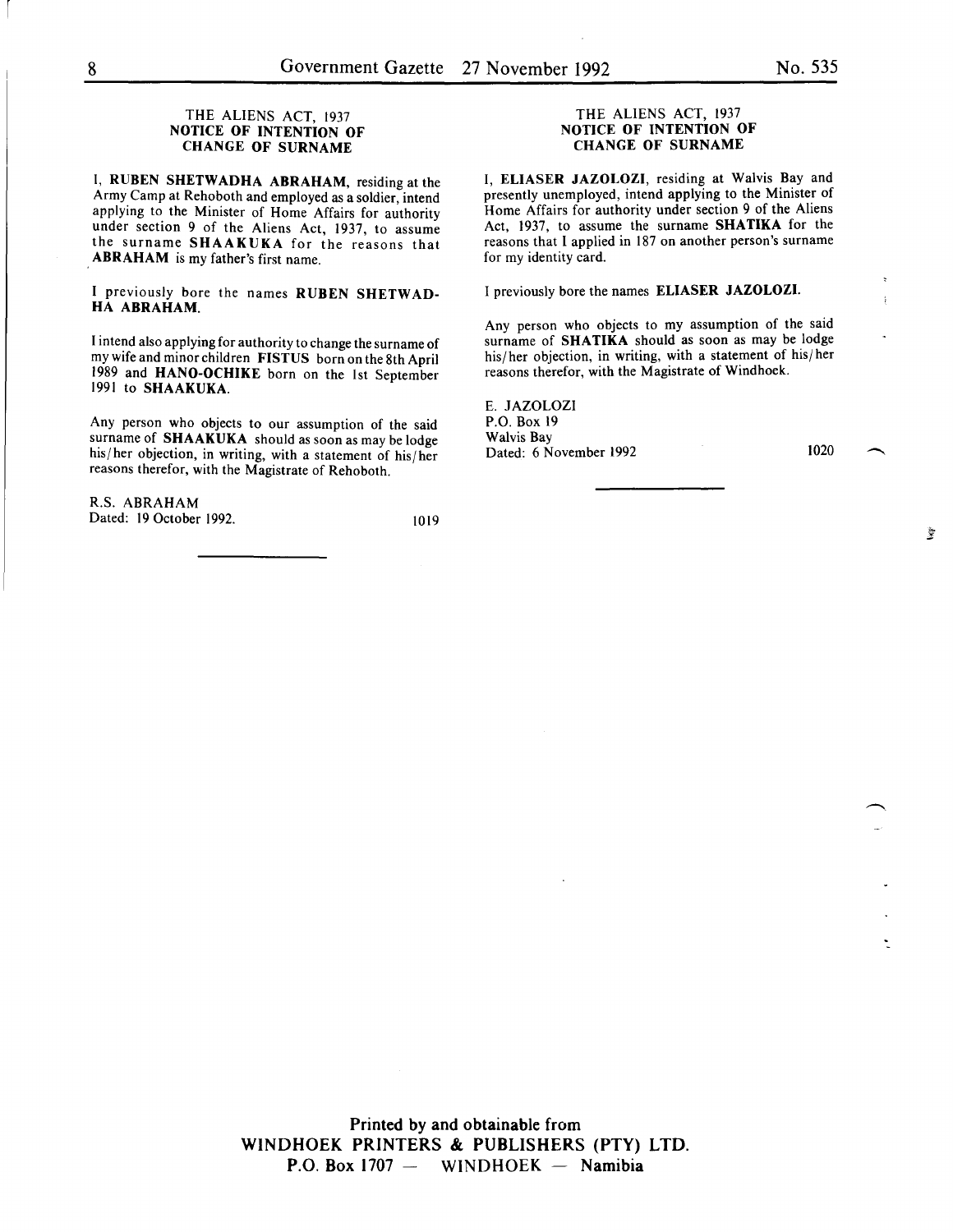THE ALIENS ACT, 1937
**NOTICE OF INTENTION OF CHANGE OF SURNAME**

I, **RUBEN SHETWADHA ABRAHAM**, residing at the Army Camp at Rehoboth and employed as a soldier, intend applying to the Minister of Home Affairs for authority under section 9 of the Aliens Act, 1937, to assume the surname **SHAAKUKA** for the reasons that **ABRAHAM** is my father's first name.

I previously bore the names **RUBEN SHETWADHA ABRAHAM.**

I intend also applying for authority to change the surname of my wife and minor children **FISTUS** born on the 8th April 1989 and **HANO-OCHIKE** born on the 1st September 1991 to **SHAAKUKA.**

Any person who objects to our assumption of the said surname of **SHAAKUKA** should as soon as may be lodge his/her objection, in writing, with a statement of his/her reasons therefor, with the Magistrate of Rehoboth.

R.S. ABRAHAM
Dated: 19 October 1992.

1019

---

THE ALIENS ACT, 1937
**NOTICE OF INTENTION OF CHANGE OF SURNAME**

I, **ELIASER JAZOLOZI**, residing at Walvis Bay and presently unemployed, intend applying to the Minister of Home Affairs for authority under section 9 of the Aliens Act, 1937, to assume the surname **SHATIKA** for the reasons that I applied in 187 on another person's surname for my identity card.

I previously bore the names **ELIASER JAZOLOZI.**

Any person who objects to my assumption of the said surname of **SHATIKA** should as soon as may be lodge his/her objection, in writing, with a statement of his/her reasons therefor, with the Magistrate of Windhoek.

E. JAZOLOZI
P.O. Box 19
Walvis Bay
Dated: 6 November 1992

1020

---

**Printed by and obtainable from**
**WINDHOEK PRINTERS & PUBLISHERS (PTY) LTD.**
**P.O. Box 1707 — WINDHOEK — Namibia**